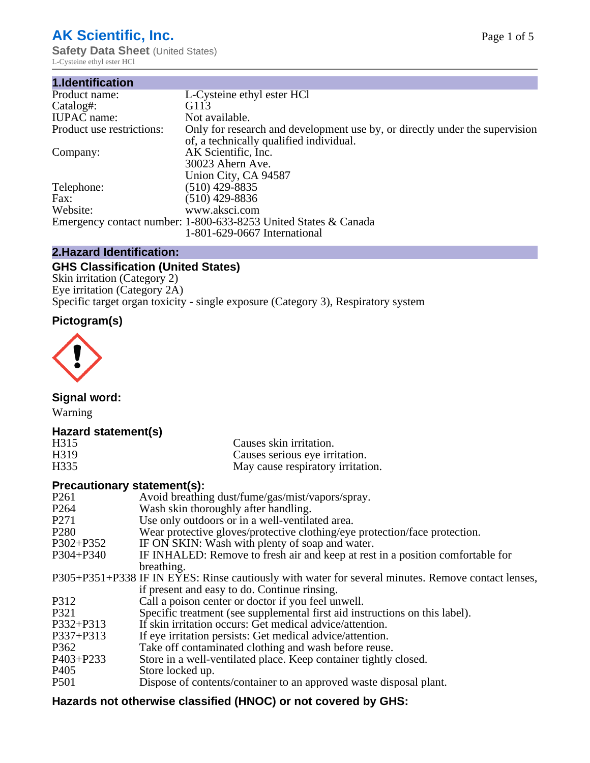# AK Scientific, Inc.

**Safety Data Sheet** (United States)
L-Cysteine ethyl ester HCl

## 1.Identification

| | |
|---|---|
| Product name: | L-Cysteine ethyl ester HCl |
| Catalog#: | G113 |
| IUPAC name: | Not available. |
| Product use restrictions: | Only for research and development use by, or directly under the supervision of, a technically qualified individual. |
| Company: | AK Scientific, Inc.<br>30023 Ahern Ave.<br>Union City, CA 94587 |
| Telephone: | (510) 429-8835 |
| Fax: | (510) 429-8836 |
| Website: | www.aksci.com |
| Emergency contact number: | 1-800-633-8253 United States & Canada<br>1-801-629-0667 International |

## 2.Hazard Identification:

### GHS Classification (United States)

Skin irritation (Category 2)
Eye irritation (Category 2A)
Specific target organ toxicity - single exposure (Category 3), Respiratory system

### Pictogram(s)

### Signal word:

Warning

### Hazard statement(s)

| | |
|---|---|
| H315 | Causes skin irritation. |
| H319 | Causes serious eye irritation. |
| H335 | May cause respiratory irritation. |

### Precautionary statement(s):

| | |
|---|---|
| P261 | Avoid breathing dust/fume/gas/mist/vapors/spray. |
| P264 | Wash skin thoroughly after handling. |
| P271 | Use only outdoors or in a well-ventilated area. |
| P280 | Wear protective gloves/protective clothing/eye protection/face protection. |
| P302+P352 | IF ON SKIN: Wash with plenty of soap and water. |
| P304+P340 | IF INHALED: Remove to fresh air and keep at rest in a position comfortable for breathing. |
| P305+P351+P338 | IF IN EYES: Rinse cautiously with water for several minutes. Remove contact lenses, if present and easy to do. Continue rinsing. |
| P312 | Call a poison center or doctor if you feel unwell. |
| P321 | Specific treatment (see supplemental first aid instructions on this label). |
| P332+P313 | If skin irritation occurs: Get medical advice/attention. |
| P337+P313 | If eye irritation persists: Get medical advice/attention. |
| P362 | Take off contaminated clothing and wash before reuse. |
| P403+P233 | Store in a well-ventilated place. Keep container tightly closed. |
| P405 | Store locked up. |
| P501 | Dispose of contents/container to an approved waste disposal plant. |

### Hazards not otherwise classified (HNOC) or not covered by GHS: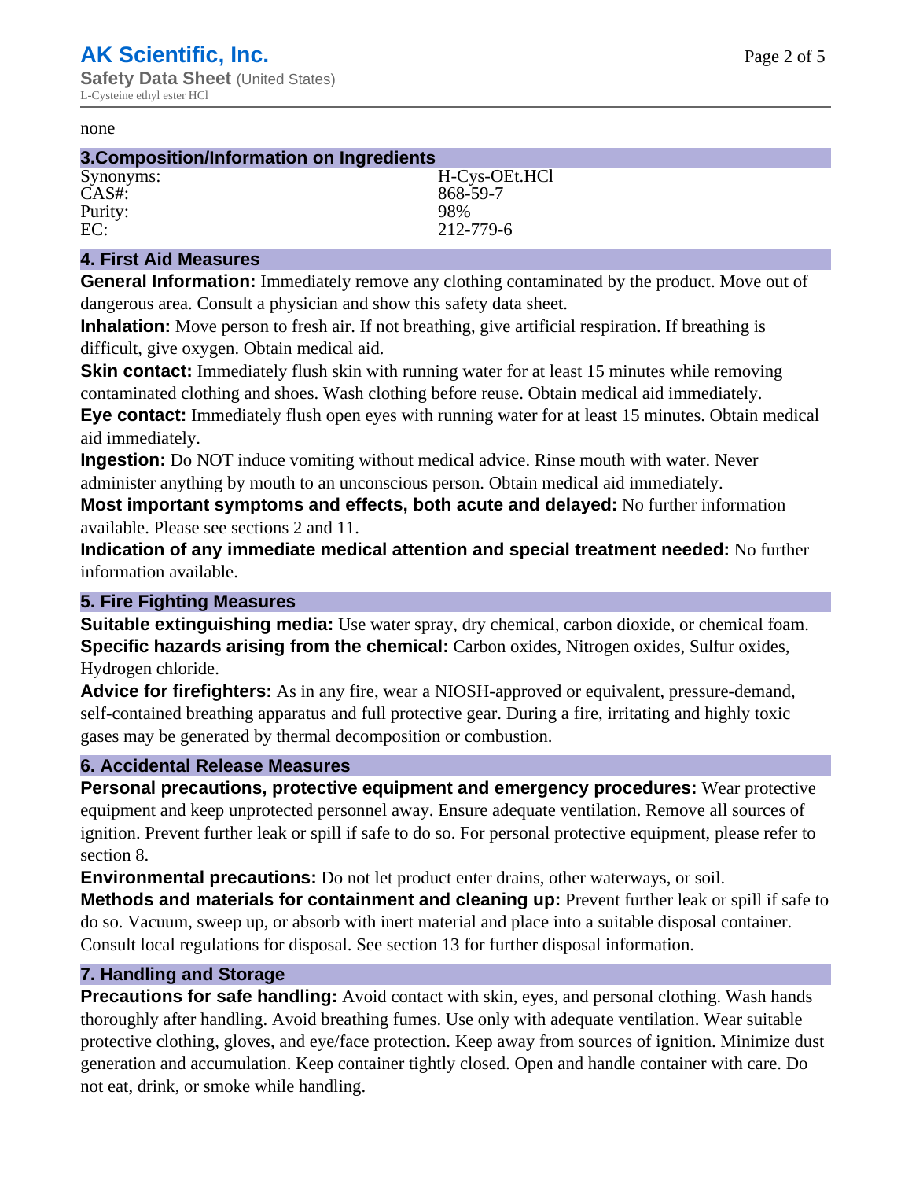none

## 3.Composition/Information on Ingredients

| | |
|---|---|
| Synonyms: | H-Cys-OEt.HCl |
| CAS#: | 868-59-7 |
| Purity: | 98% |
| EC: | 212-779-6 |

## 4. First Aid Measures

**General Information:** Immediately remove any clothing contaminated by the product. Move out of dangerous area. Consult a physician and show this safety data sheet.

**Inhalation:** Move person to fresh air. If not breathing, give artificial respiration. If breathing is difficult, give oxygen. Obtain medical aid.

**Skin contact:** Immediately flush skin with running water for at least 15 minutes while removing contaminated clothing and shoes. Wash clothing before reuse. Obtain medical aid immediately.

**Eye contact:** Immediately flush open eyes with running water for at least 15 minutes. Obtain medical aid immediately.

**Ingestion:** Do NOT induce vomiting without medical advice. Rinse mouth with water. Never administer anything by mouth to an unconscious person. Obtain medical aid immediately.

**Most important symptoms and effects, both acute and delayed:** No further information available. Please see sections 2 and 11.

**Indication of any immediate medical attention and special treatment needed:** No further information available.

## 5. Fire Fighting Measures

**Suitable extinguishing media:** Use water spray, dry chemical, carbon dioxide, or chemical foam.

**Specific hazards arising from the chemical:** Carbon oxides, Nitrogen oxides, Sulfur oxides, Hydrogen chloride.

**Advice for firefighters:** As in any fire, wear a NIOSH-approved or equivalent, pressure-demand, self-contained breathing apparatus and full protective gear. During a fire, irritating and highly toxic gases may be generated by thermal decomposition or combustion.

## 6. Accidental Release Measures

**Personal precautions, protective equipment and emergency procedures:** Wear protective equipment and keep unprotected personnel away. Ensure adequate ventilation. Remove all sources of ignition. Prevent further leak or spill if safe to do so. For personal protective equipment, please refer to section 8.

**Environmental precautions:** Do not let product enter drains, other waterways, or soil.

**Methods and materials for containment and cleaning up:** Prevent further leak or spill if safe to do so. Vacuum, sweep up, or absorb with inert material and place into a suitable disposal container. Consult local regulations for disposal. See section 13 for further disposal information.

## 7. Handling and Storage

**Precautions for safe handling:** Avoid contact with skin, eyes, and personal clothing. Wash hands thoroughly after handling. Avoid breathing fumes. Use only with adequate ventilation. Wear suitable protective clothing, gloves, and eye/face protection. Keep away from sources of ignition. Minimize dust generation and accumulation. Keep container tightly closed. Open and handle container with care. Do not eat, drink, or smoke while handling.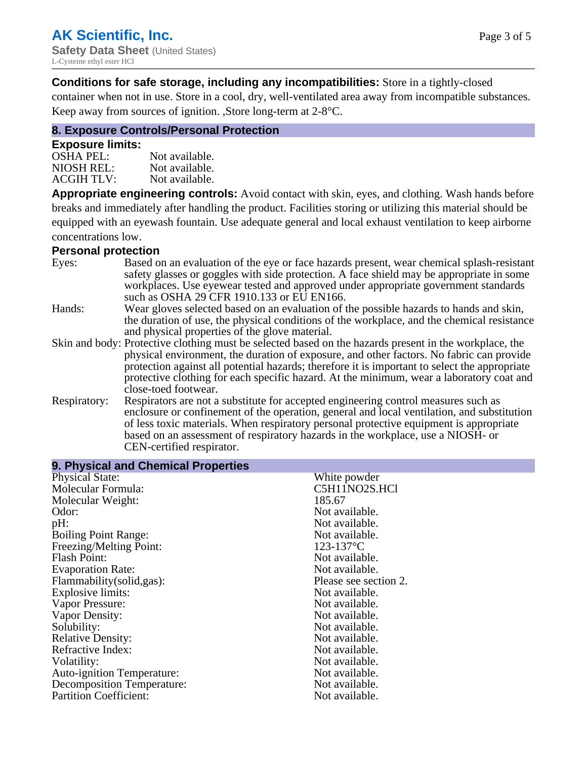**Conditions for safe storage, including any incompatibilities:** Store in a tightly-closed container when not in use. Store in a cool, dry, well-ventilated area away from incompatible substances. Keep away from sources of ignition. ,Store long-term at 2-8°C.

## 8. Exposure Controls/Personal Protection

### Exposure limits:

| | |
|---|---|
| OSHA PEL: | Not available. |
| NIOSH REL: | Not available. |
| ACGIH TLV: | Not available. |

**Appropriate engineering controls:** Avoid contact with skin, eyes, and clothing. Wash hands before breaks and immediately after handling the product. Facilities storing or utilizing this material should be equipped with an eyewash fountain. Use adequate general and local exhaust ventilation to keep airborne concentrations low.

### Personal protection

| | |
|---|---|
| Eyes: | Based on an evaluation of the eye or face hazards present, wear chemical splash-resistant safety glasses or goggles with side protection. A face shield may be appropriate in some workplaces. Use eyewear tested and approved under appropriate government standards such as OSHA 29 CFR 1910.133 or EU EN166. |
| Hands: | Wear gloves selected based on an evaluation of the possible hazards to hands and skin, the duration of use, the physical conditions of the workplace, and the chemical resistance and physical properties of the glove material. |
| Skin and body: | Protective clothing must be selected based on the hazards present in the workplace, the physical environment, the duration of exposure, and other factors. No fabric can provide protection against all potential hazards; therefore it is important to select the appropriate protective clothing for each specific hazard. At the minimum, wear a laboratory coat and close-toed footwear. |
| Respiratory: | Respirators are not a substitute for accepted engineering control measures such as enclosure or confinement of the operation, general and local ventilation, and substitution of less toxic materials. When respiratory personal protective equipment is appropriate based on an assessment of respiratory hazards in the workplace, use a NIOSH- or CEN-certified respirator. |

## 9. Physical and Chemical Properties

| | |
|---|---|
| Physical State: | White powder |
| Molecular Formula: | C5H11NO2S.HCl |
| Molecular Weight: | 185.67 |
| Odor: | Not available. |
| pH: | Not available. |
| Boiling Point Range: | Not available. |
| Freezing/Melting Point: | 123-137°C |
| Flash Point: | Not available. |
| Evaporation Rate: | Not available. |
| Flammability(solid,gas): | Please see section 2. |
| Explosive limits: | Not available. |
| Vapor Pressure: | Not available. |
| Vapor Density: | Not available. |
| Solubility: | Not available. |
| Relative Density: | Not available. |
| Refractive Index: | Not available. |
| Volatility: | Not available. |
| Auto-ignition Temperature: | Not available. |
| Decomposition Temperature: | Not available. |
| Partition Coefficient: | Not available. |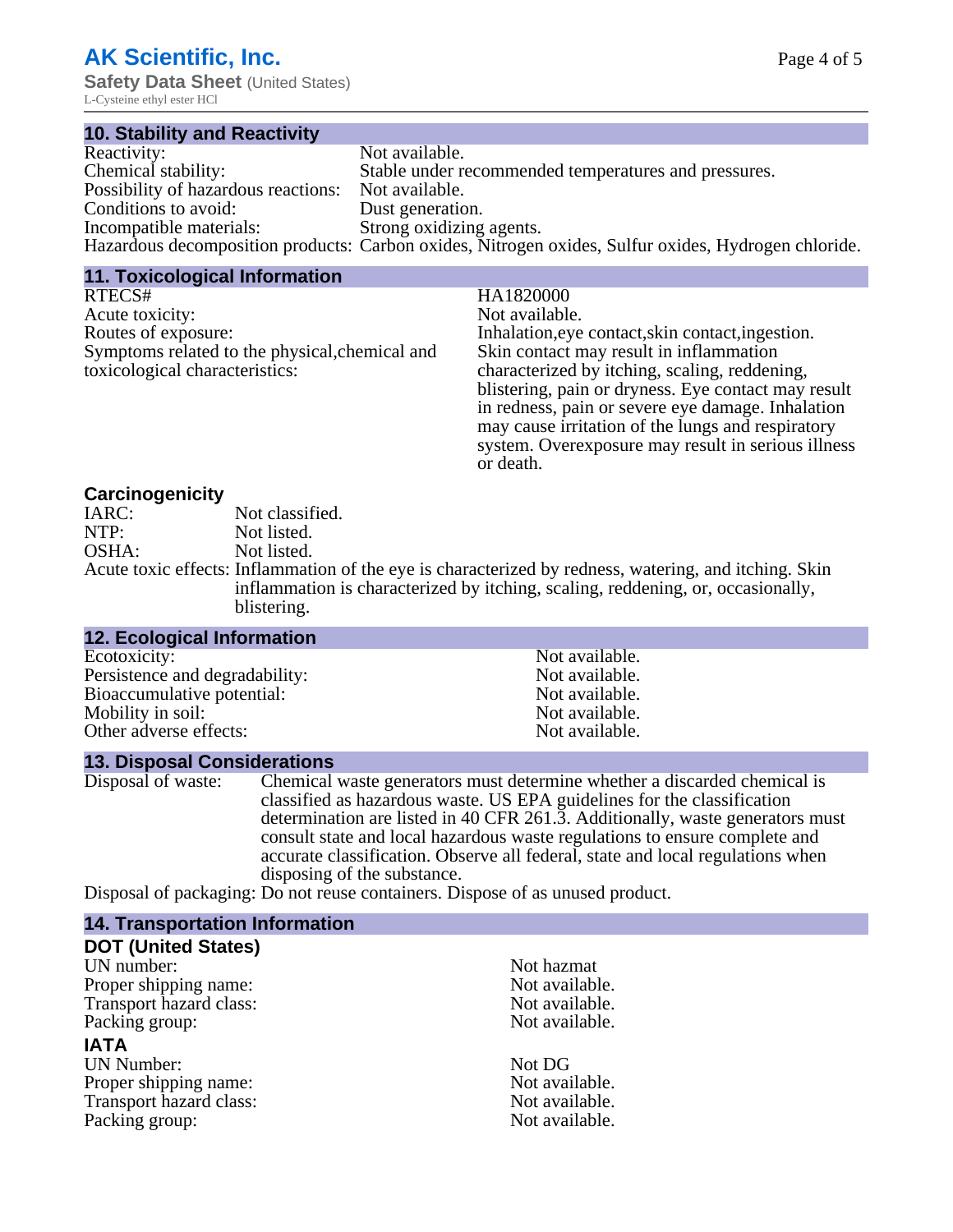## 10. Stability and Reactivity

| | |
|---|---|
| Reactivity: | Not available. |
| Chemical stability: | Stable under recommended temperatures and pressures. |
| Possibility of hazardous reactions: | Not available. |
| Conditions to avoid: | Dust generation. |
| Incompatible materials: | Strong oxidizing agents. |
| Hazardous decomposition products: | Carbon oxides, Nitrogen oxides, Sulfur oxides, Hydrogen chloride. |

## 11. Toxicological Information

| | |
|---|---|
| RTECS# | HA1820000 |
| Acute toxicity: | Not available. |
| Routes of exposure: | Inhalation,eye contact,skin contact,ingestion. |
| Symptoms related to the physical,chemical and toxicological characteristics: | Skin contact may result in inflammation characterized by itching, scaling, reddening, blistering, pain or dryness. Eye contact may result in redness, pain or severe eye damage. Inhalation may cause irritation of the lungs and respiratory system. Overexposure may result in serious illness or death. |

### Carcinogenicity

| | |
|---|---|
| IARC: | Not classified. |
| NTP: | Not listed. |
| OSHA: | Not listed. |
| Acute toxic effects: | Inflammation of the eye is characterized by redness, watering, and itching. Skin inflammation is characterized by itching, scaling, reddening, or, occasionally, blistering. |

## 12. Ecological Information

| | |
|---|---|
| Ecotoxicity: | Not available. |
| Persistence and degradability: | Not available. |
| Bioaccumulative potential: | Not available. |
| Mobility in soil: | Not available. |
| Other adverse effects: | Not available. |

## 13. Disposal Considerations

| | |
|---|---|
| Disposal of waste: | Chemical waste generators must determine whether a discarded chemical is classified as hazardous waste. US EPA guidelines for the classification determination are listed in 40 CFR 261.3. Additionally, waste generators must consult state and local hazardous waste regulations to ensure complete and accurate classification. Observe all federal, state and local regulations when disposing of the substance. |
| Disposal of packaging: | Do not reuse containers. Dispose of as unused product. |

## 14. Transportation Information

### DOT (United States)

| | |
|---|---|
| UN number: | Not hazmat |
| Proper shipping name: | Not available. |
| Transport hazard class: | Not available. |
| Packing group: | Not available. |

### IATA

| | |
|---|---|
| UN Number: | Not DG |
| Proper shipping name: | Not available. |
| Transport hazard class: | Not available. |
| Packing group: | Not available. |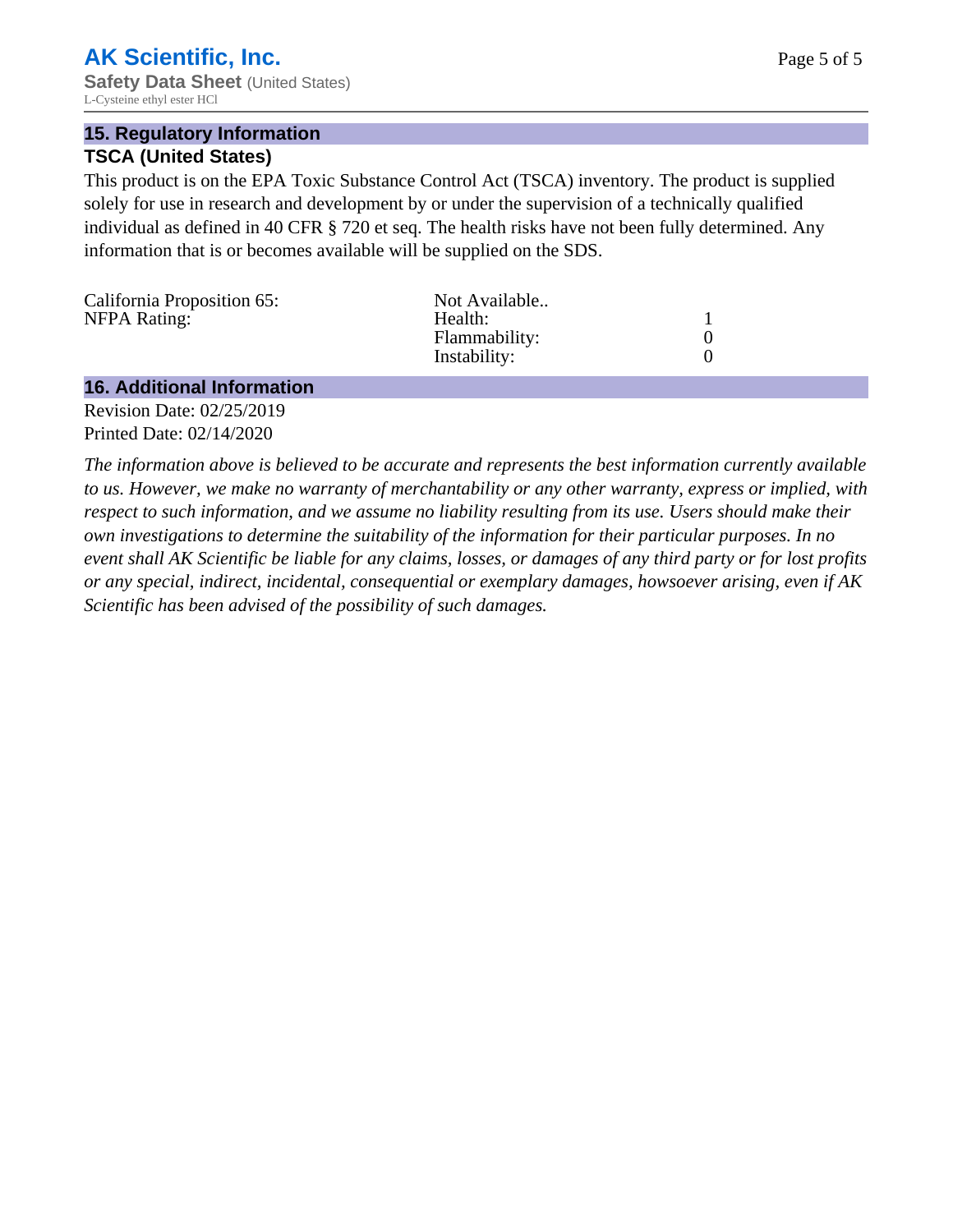## 15. Regulatory Information

### TSCA (United States)

This product is on the EPA Toxic Substance Control Act (TSCA) inventory. The product is supplied solely for use in research and development by or under the supervision of a technically qualified individual as defined in 40 CFR § 720 et seq. The health risks have not been fully determined. Any information that is or becomes available will be supplied on the SDS.

| | | |
|---|---|---|
| California Proposition 65: | Not Available.. | |
| NFPA Rating: | Health: | 1 |
| | Flammability: | 0 |
| | Instability: | 0 |

## 16. Additional Information

Revision Date: 02/25/2019
Printed Date: 02/14/2020

*The information above is believed to be accurate and represents the best information currently available to us. However, we make no warranty of merchantability or any other warranty, express or implied, with respect to such information, and we assume no liability resulting from its use. Users should make their own investigations to determine the suitability of the information for their particular purposes. In no event shall AK Scientific be liable for any claims, losses, or damages of any third party or for lost profits or any special, indirect, incidental, consequential or exemplary damages, howsoever arising, even if AK Scientific has been advised of the possibility of such damages.*